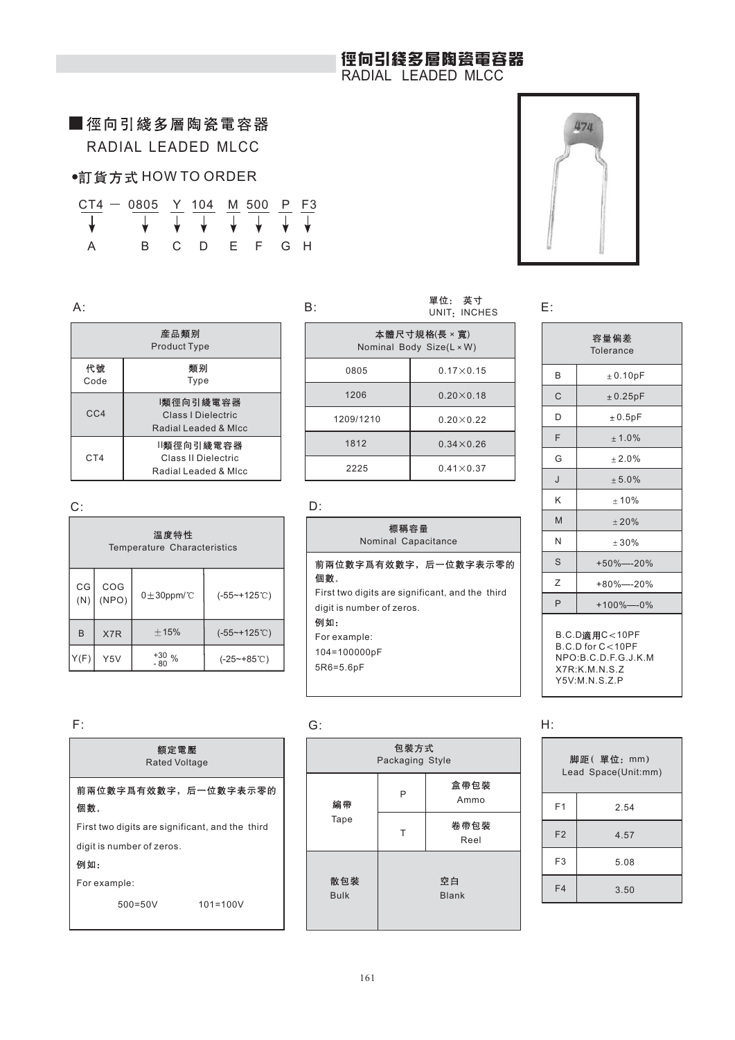# 徑向引綫多層陶瓷電容器
RADIAL LEADED MLCC

## 徑向引綫多層陶瓷電容器
RADIAL LEADED MLCC

### •訂貨方式 HOW TO ORDER

```
CT4 — 0805  Y  104  M  500  P  F3
 ↓       ↓   ↓   ↓   ↓   ↓   ↓  ↓
 A       B   C   D   E   F   G  H
```

A:

| 產品類別 Product Type | |
|---|---|
| 代號 Code | 類別 Type |
| CC4 | I類徑向引綫電容器 Class I Dielectric Radial Leaded & Mlcc |
| CT4 | II類徑向引綫電容器 Class II Dielectric Radial Leaded & Mlcc |

B: 單位：英寸 UNIT：INCHES

| 本體尺寸規格(長 × 寬) Nominal Body Size(L × W) | |
|---|---|
| 0805 | 0.17×0.15 |
| 1206 | 0.20×0.18 |
| 1209/1210 | 0.20×0.22 |
| 1812 | 0.34×0.26 |
| 2225 | 0.41×0.37 |

C:

| 溫度特性 Temperature Characteristics | | | |
|---|---|---|---|
| CG (N) | COG (NPO) | 0±30ppm/℃ | (-55~+125℃) |
| B | X7R | ±15% | (-55~+125℃) |
| Y(F) | Y5V | +30 / -80 % | (-25~+85℃) |

D:

**標稱容量 Nominal Capacitance**

前兩位數字爲有效數字，后一位數字表示零的個數。

First two digits are significant, and the third digit is number of zeros.

例如：

For example:

104=100000pF

5R6=5.6pF

E:

| 容量偏差 Tolerance | |
|---|---|
| B | ±0.10pF |
| C | ±0.25pF |
| D | ±0.5pF |
| F | ±1.0% |
| G | ±2.0% |
| J | ±5.0% |
| K | ±10% |
| M | ±20% |
| N | ±30% |
| S | +50%—-20% |
| Z | +80%—-20% |
| P | +100%—-0% |

B.C.D適用C<10PF
B.C.D for C<10PF
NPO:B.C.D.F.G.J.K.M
X7R:K.M.N.S.Z
Y5V:M.N.S.Z.P

F:

**額定電壓 Rated Voltage**

前兩位數字爲有效數字，后一位數字表示零的個數。

First two digits are significant, and the third digit is number of zeros.

例如：

For example:

500=50V    101=100V

G:

| 包裝方式 Packaging Style | | |
|---|---|---|
| 編帶 Tape | P | 盒帶包裝 Ammo |
| | T | 卷帶包裝 Reel |
| 散包裝 Bulk | 空白 Blank | |

H:

| 脚距（單位：mm） Lead Space(Unit:mm) | |
|---|---|
| F1 | 2.54 |
| F2 | 4.57 |
| F3 | 5.08 |
| F4 | 3.50 |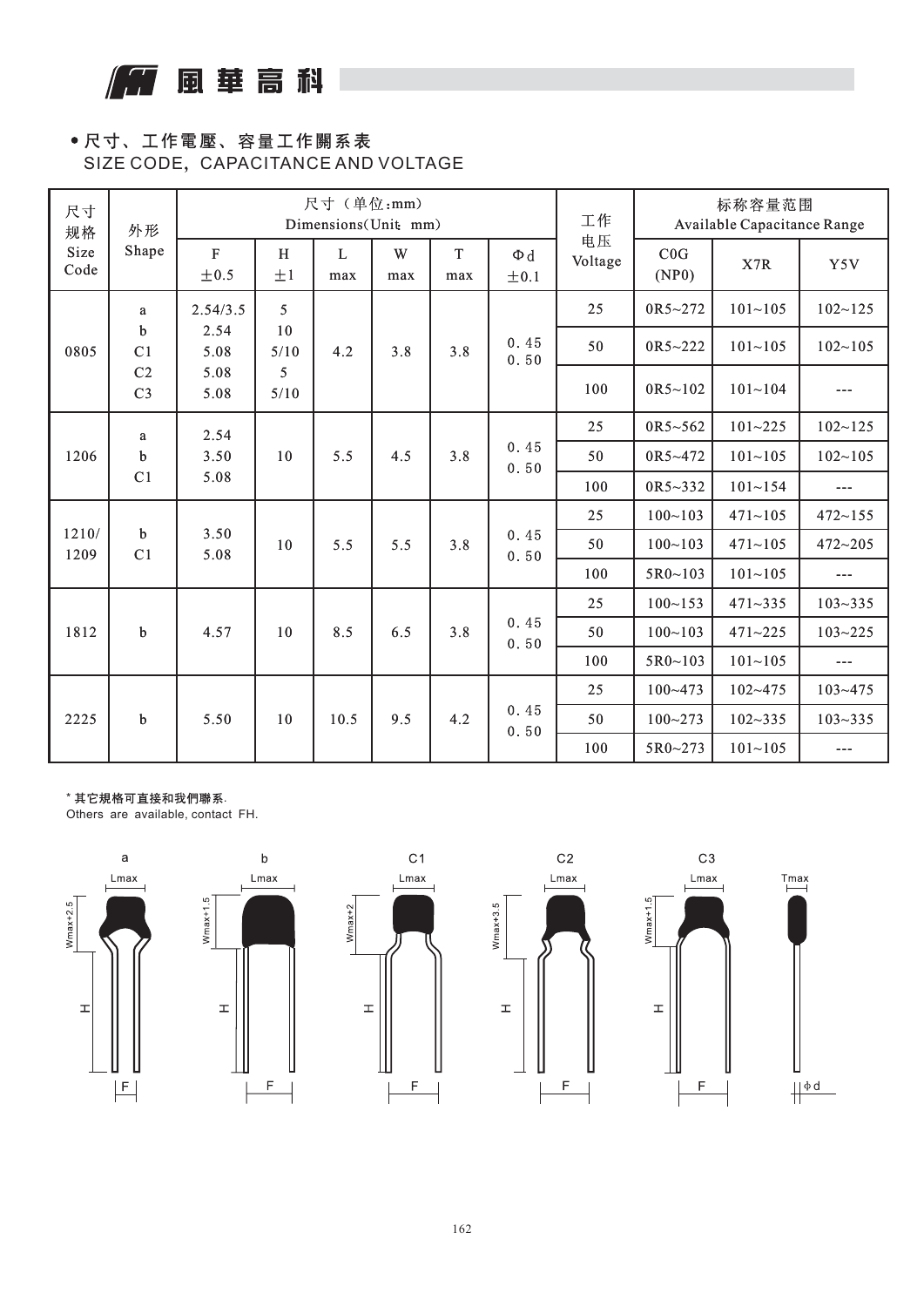## • 尺寸、工作電壓、容量工作關系表

SIZE CODE, CAPACITANCE AND VOLTAGE

| 尺寸规格 Size Code | 外形 Shape | 尺寸（单位:mm） Dimensions(Unit: mm) | | | | | | 工作电压 Voltage | 标称容量范围 Available Capacitance Range | | |
|---|---|---|---|---|---|---|---|---|---|---|---|
| | | F ±0.5 | H ±1 | L max | W max | T max | Φd ±0.1 | | C0G (NP0) | X7R | Y5V |
| 0805 | a<br>b<br>C1<br>C2<br>C3 | 2.54/3.5<br>2.54<br>5.08<br>5.08<br>5.08 | 5<br>10<br>5/10<br>5<br>5/10 | 4.2 | 3.8 | 3.8 | 0.45<br>0.50 | 25 | 0R5~272 | 101~105 | 102~125 |
| | | | | | | | | 50 | 0R5~222 | 101~105 | 102~105 |
| | | | | | | | | 100 | 0R5~102 | 101~104 | --- |
| 1206 | a<br>b<br>C1 | 2.54<br>3.50<br>5.08 | 10 | 5.5 | 4.5 | 3.8 | 0.45<br>0.50 | 25 | 0R5~562 | 101~225 | 102~125 |
| | | | | | | | | 50 | 0R5~472 | 101~105 | 102~105 |
| | | | | | | | | 100 | 0R5~332 | 101~154 | --- |
| 1210/<br>1209 | b<br>C1 | 3.50<br>5.08 | 10 | 5.5 | 5.5 | 3.8 | 0.45<br>0.50 | 25 | 100~103 | 471~105 | 472~155 |
| | | | | | | | | 50 | 100~103 | 471~105 | 472~205 |
| | | | | | | | | 100 | 5R0~103 | 101~105 | --- |
| 1812 | b | 4.57 | 10 | 8.5 | 6.5 | 3.8 | 0.45<br>0.50 | 25 | 100~153 | 471~335 | 103~335 |
| | | | | | | | | 50 | 100~103 | 471~225 | 103~225 |
| | | | | | | | | 100 | 5R0~103 | 101~105 | --- |
| 2225 | b | 5.50 | 10 | 10.5 | 9.5 | 4.2 | 0.45<br>0.50 | 25 | 100~473 | 102~475 | 103~475 |
| | | | | | | | | 50 | 100~273 | 102~335 | 103~335 |
| | | | | | | | | 100 | 5R0~273 | 101~105 | --- |

\* 其它規格可直接和我們聯系.
Others are available, contact FH.

a　b　C1　C2　C3

Lmax　Tmax　Wmax+2.5　Wmax+1.5　Wmax+2　Wmax+3.5　Wmax+1.5　H　F　Φd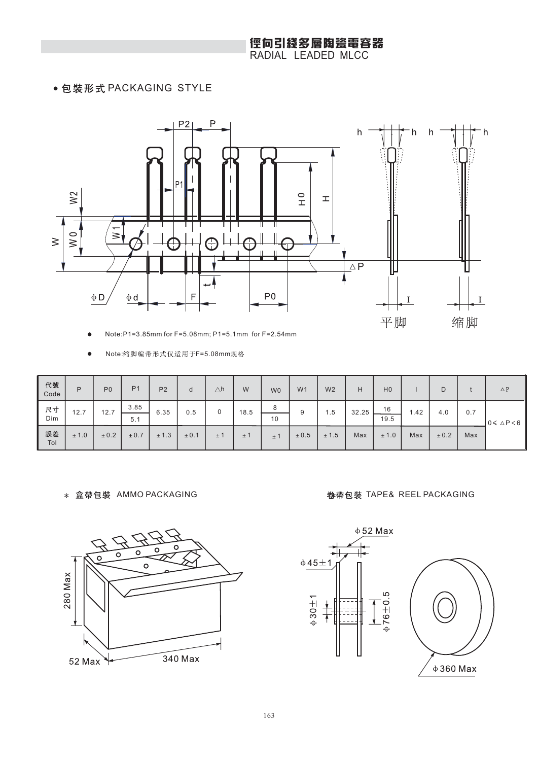# 徑向引綫多層陶瓷電容器
RADIAL LEADED MLCC

## • 包裝形式 PACKAGING STYLE

P2
P
P1
W2
W
W0
W1
H0
H
ΦD
Φd
F
P0
t
h
h
h
h
△P
I
I
平脚
缩脚

- Note:P1=3.85mm for F=5.08mm; P1=5.1mm for F=2.54mm
- Note:缩脚编带形式仅适用于F=5.08mm规格

| 代號 Code | P | P0 | P1 | P2 | d | △h | W | W0 | W1 | W2 | H | H0 | I | D | t | △P |
|---|---|---|---|---|---|---|---|---|---|---|---|---|---|---|---|---|
| 尺寸 Dim | 12.7 | 12.7 | 3.85 / 5.1 | 6.35 | 0.5 | 0 | 18.5 | 8 / 10 | 9 | 1.5 | 32.25 | 16 / 19.5 | 1.42 | 4.0 | 0.7 | 0≤△P<6 |
| 誤差 Tol | ±1.0 | ±0.2 | ±0.7 | ±1.3 | ±0.1 | ±1 | ±1 | ±1 | ±0.5 | ±1.5 | Max | ±1.0 | Max | ±0.2 | Max | |

\* 盒帶包裝 AMMO PACKAGING

280 Max
52 Max
340 Max

卷帶包裝 TAPE& REEL PACKAGING

Φ52 Max
Φ45±1
Φ30±1
Φ76±0.5
Φ360 Max